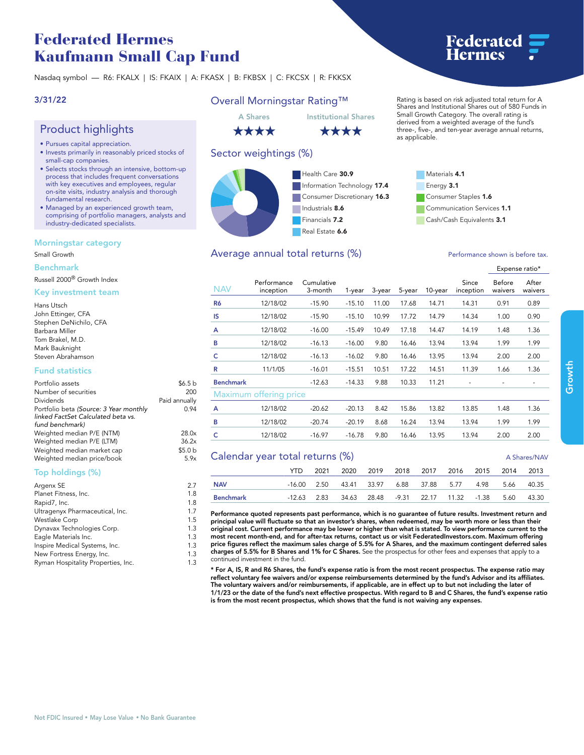# Federated Hermes Kaufmann Small Cap Fund

Nasdaq symbol — R6: FKALX | IS: FKAIX | A: FKASX | B: FKBSX | C: FKCSX | R: FKKSX

3/31/22

## Product highlights

- Pursues capital appreciation.
- Invests primarily in reasonably priced stocks of small-cap companies.
- Selects stocks through an intensive, bottom-up process that includes frequent conversations with key executives and employees, regular on-site visits, industry analysis and thorough fundamental research.
- Managed by an experienced growth team, comprising of portfolio managers, analysts and industry-dedicated specialists.

### Morningstar category

Small Growth

### Benchmark

Russell 2000® Growth Index

### Key investment team

Hans Utsch
John Ettinger, CFA
Stephen DeNichilo, CFA
Barbara Miller
Tom Brakel, M.D.
Mark Bauknight
Steven Abrahamson

### Fund statistics

| | |
|---|---|
| Portfolio assets | $6.5 b |
| Number of securities | 200 |
| Dividends | Paid annually |
| Portfolio beta *(Source: 3 Year monthly linked FactSet Calculated beta vs. fund benchmark)* | 0.94 |
| Weighted median P/E (NTM) | 28.0x |
| Weighted median P/E (LTM) | 36.2x |
| Weighted median market cap | $5.0 b |
| Weighted median price/book | 5.9x |

### Top holdings (%)

| | |
|---|---|
| Argenx SE | 2.7 |
| Planet Fitness, Inc. | 1.8 |
| Rapid7, Inc. | 1.8 |
| Ultragenyx Pharmaceutical, Inc. | 1.7 |
| Westlake Corp | 1.5 |
| Dynavax Technologies Corp. | 1.3 |
| Eagle Materials Inc. | 1.3 |
| Inspire Medical Systems, Inc. | 1.3 |
| New Fortress Energy, Inc. | 1.3 |
| Ryman Hospitality Properties, Inc. | 1.3 |

## Overall Morningstar Rating™

A Shares: ★★★★ | Institutional Shares: ★★★★

Rating is based on risk adjusted total return for A Shares and Institutional Shares out of 580 Funds in Small Growth Category. The overall rating is derived from a weighted average of the fund's three-, five-, and ten-year average annual returns, as applicable.

## Sector weightings (%)

| Sector | % |
|---|---|
| Health Care | 30.9 |
| Information Technology | 17.4 |
| Consumer Discretionary | 16.3 |
| Industrials | 8.6 |
| Financials | 7.2 |
| Real Estate | 6.6 |
| Materials | 4.1 |
| Energy | 3.1 |
| Consumer Staples | 1.6 |
| Communication Services | 1.1 |
| Cash/Cash Equivalents | 3.1 |

## Average annual total returns (%)

Performance shown is before tax.

| | | | | | | | | Expense ratio* | |
|---|---|---|---|---|---|---|---|---|---|
| NAV | Performance inception | Cumulative 3-month | 1-year | 3-year | 5-year | 10-year | Since inception | Before waivers | After waivers |
| R6 | 12/18/02 | -15.90 | -15.10 | 11.00 | 17.68 | 14.71 | 14.31 | 0.91 | 0.89 |
| IS | 12/18/02 | -15.90 | -15.10 | 10.99 | 17.72 | 14.79 | 14.34 | 1.00 | 0.90 |
| A | 12/18/02 | -16.00 | -15.49 | 10.49 | 17.18 | 14.47 | 14.19 | 1.48 | 1.36 |
| B | 12/18/02 | -16.13 | -16.00 | 9.80 | 16.46 | 13.94 | 13.94 | 1.99 | 1.99 |
| C | 12/18/02 | -16.13 | -16.02 | 9.80 | 16.46 | 13.95 | 13.94 | 2.00 | 2.00 |
| R | 11/1/05 | -16.01 | -15.51 | 10.51 | 17.22 | 14.51 | 11.39 | 1.66 | 1.36 |
| Benchmark | | -12.63 | -14.33 | 9.88 | 10.33 | 11.21 | - | - | - |
| **Maximum offering price** | | | | | | | | | |
| A | 12/18/02 | -20.62 | -20.13 | 8.42 | 15.86 | 13.82 | 13.85 | 1.48 | 1.36 |
| B | 12/18/02 | -20.74 | -20.19 | 8.68 | 16.24 | 13.94 | 13.94 | 1.99 | 1.99 |
| C | 12/18/02 | -16.97 | -16.78 | 9.80 | 16.46 | 13.95 | 13.94 | 2.00 | 2.00 |

## Calendar year total returns (%)

A Shares/NAV

| | YTD | 2021 | 2020 | 2019 | 2018 | 2017 | 2016 | 2015 | 2014 | 2013 |
|---|---|---|---|---|---|---|---|---|---|---|
| NAV | -16.00 | 2.50 | 43.41 | 33.97 | 6.88 | 37.88 | 5.77 | 4.98 | 5.66 | 40.35 |
| Benchmark | -12.63 | 2.83 | 34.63 | 28.48 | -9.31 | 22.17 | 11.32 | -1.38 | 5.60 | 43.30 |

**Performance quoted represents past performance, which is no guarantee of future results. Investment return and principal value will fluctuate so that an investor's shares, when redeemed, may be worth more or less than their original cost. Current performance may be lower or higher than what is stated. To view performance current to the most recent month-end, and for after-tax returns, contact us or visit FederatedInvestors.com. Maximum offering price figures reflect the maximum sales charge of 5.5% for A Shares, and the maximum contingent deferred sales charges of 5.5% for B Shares and 1% for C Shares.** See the prospectus for other fees and expenses that apply to a continued investment in the fund.

**\* For A, IS, R and R6 Shares, the fund's expense ratio is from the most recent prospectus. The expense ratio may reflect voluntary fee waivers and/or expense reimbursements determined by the fund's Advisor and its affiliates. The voluntary waivers and/or reimbursements, if applicable, are in effect up to but not including the later of 1/1/23 or the date of the fund's next effective prospectus. With regard to B and C Shares, the fund's expense ratio is from the most recent prospectus, which shows that the fund is not waiving any expenses.**

Not FDIC Insured • May Lose Value • No Bank Guarantee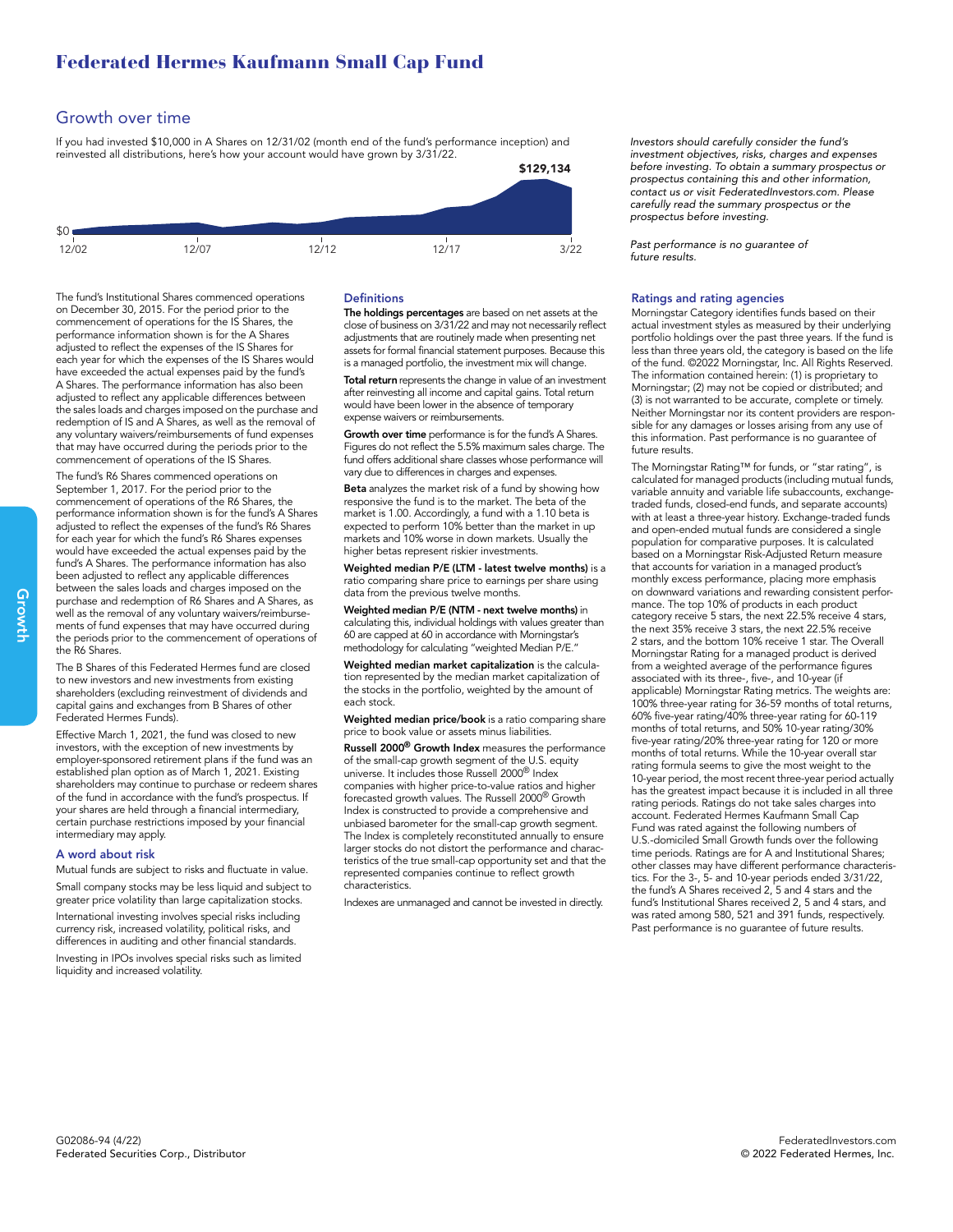# Federated Hermes Kaufmann Small Cap Fund

## Growth over time

If you had invested $10,000 in A Shares on 12/31/02 (month end of the fund's performance inception) and reinvested all distributions, here's how your account would have grown by 3/31/22.

$129,134

$0

12/02

12/07

12/12

12/17

3/22

*Investors should carefully consider the fund's investment objectives, risks, charges and expenses before investing. To obtain a summary prospectus or prospectus containing this and other information, contact us or visit FederatedInvestors.com. Please carefully read the summary prospectus or the prospectus before investing.*

*Past performance is no guarantee of future results.*

The fund's Institutional Shares commenced operations on December 30, 2015. For the period prior to the commencement of operations for the IS Shares, the performance information shown is for the A Shares adjusted to reflect the expenses of the IS Shares for each year for which the expenses of the IS Shares would have exceeded the actual expenses paid by the fund's A Shares. The performance information has also been adjusted to reflect any applicable differences between the sales loads and charges imposed on the purchase and redemption of IS and A Shares, as well as the removal of any voluntary waivers/reimbursements of fund expenses that may have occurred during the periods prior to the commencement of operations of the IS Shares.

The fund's R6 Shares commenced operations on September 1, 2017. For the period prior to the commencement of operations of the R6 Shares, the performance information shown is for the fund's A Shares adjusted to reflect the expenses of the fund's R6 Shares for each year for which the fund's R6 Shares expenses would have exceeded the actual expenses paid by the fund's A Shares. The performance information has also been adjusted to reflect any applicable differences between the sales loads and charges imposed on the purchase and redemption of R6 Shares and A Shares, as well as the removal of any voluntary waivers/reimbursements of fund expenses that may have occurred during the periods prior to the commencement of operations of the R6 Shares.

The B Shares of this Federated Hermes fund are closed to new investors and new investments from existing shareholders (excluding reinvestment of dividends and capital gains and exchanges from B Shares of other Federated Hermes Funds).

Effective March 1, 2021, the fund was closed to new investors, with the exception of new investments by employer-sponsored retirement plans if the fund was an established plan option as of March 1, 2021. Existing shareholders may continue to purchase or redeem shares of the fund in accordance with the fund's prospectus. If your shares are held through a financial intermediary, certain purchase restrictions imposed by your financial intermediary may apply.

### A word about risk

Mutual funds are subject to risks and fluctuate in value.

Small company stocks may be less liquid and subject to greater price volatility than large capitalization stocks.

International investing involves special risks including currency risk, increased volatility, political risks, and differences in auditing and other financial standards.

Investing in IPOs involves special risks such as limited liquidity and increased volatility.

### Definitions

**The holdings percentages** are based on net assets at the close of business on 3/31/22 and may not necessarily reflect adjustments that are routinely made when presenting net assets for formal financial statement purposes. Because this is a managed portfolio, the investment mix will change.

**Total return** represents the change in value of an investment after reinvesting all income and capital gains. Total return would have been lower in the absence of temporary expense waivers or reimbursements.

**Growth over time** performance is for the fund's A Shares. Figures do not reflect the 5.5% maximum sales charge. The fund offers additional share classes whose performance will vary due to differences in charges and expenses.

**Beta** analyzes the market risk of a fund by showing how responsive the fund is to the market. The beta of the market is 1.00. Accordingly, a fund with a 1.10 beta is expected to perform 10% better than the market in up markets and 10% worse in down markets. Usually the higher betas represent riskier investments.

**Weighted median P/E (LTM - latest twelve months)** is a ratio comparing share price to earnings per share using data from the previous twelve months.

**Weighted median P/E (NTM - next twelve months)** in calculating this, individual holdings with values greater than 60 are capped at 60 in accordance with Morningstar's methodology for calculating "weighted Median P/E."

**Weighted median market capitalization** is the calculation represented by the median market capitalization of the stocks in the portfolio, weighted by the amount of each stock.

**Weighted median price/book** is a ratio comparing share price to book value or assets minus liabilities.

**Russell 2000® Growth Index** measures the performance of the small-cap growth segment of the U.S. equity universe. It includes those Russell 2000® Index companies with higher price-to-value ratios and higher forecasted growth values. The Russell 2000® Growth Index is constructed to provide a comprehensive and unbiased barometer for the small-cap growth segment. The Index is completely reconstituted annually to ensure larger stocks do not distort the performance and characteristics of the true small-cap opportunity set and that the represented companies continue to reflect growth characteristics.

Indexes are unmanaged and cannot be invested in directly.

### Ratings and rating agencies

Morningstar Category identifies funds based on their actual investment styles as measured by their underlying portfolio holdings over the past three years. If the fund is less than three years old, the category is based on the life of the fund. ©2022 Morningstar, Inc. All Rights Reserved. The information contained herein: (1) is proprietary to Morningstar; (2) may not be copied or distributed; and (3) is not warranted to be accurate, complete or timely. Neither Morningstar nor its content providers are responsible for any damages or losses arising from any use of this information. Past performance is no guarantee of future results.

The Morningstar Rating™ for funds, or "star rating", is calculated for managed products (including mutual funds, variable annuity and variable life subaccounts, exchange-traded funds, closed-end funds, and separate accounts) with at least a three-year history. Exchange-traded funds and open-ended mutual funds are considered a single population for comparative purposes. It is calculated based on a Morningstar Risk-Adjusted Return measure that accounts for variation in a managed product's monthly excess performance, placing more emphasis on downward variations and rewarding consistent performance. The top 10% of products in each product category receive 5 stars, the next 22.5% receive 4 stars, the next 35% receive 3 stars, the next 22.5% receive 2 stars, and the bottom 10% receive 1 star. The Overall Morningstar Rating for a managed product is derived from a weighted average of the performance figures associated with its three-, five-, and 10-year (if applicable) Morningstar Rating metrics. The weights are: 100% three-year rating for 36-59 months of total returns, 60% five-year rating/40% three-year rating for 60-119 months of total returns, and 50% 10-year rating/30% five-year rating/20% three-year rating for 120 or more months of total returns. While the 10-year overall star rating formula seems to give the most weight to the 10-year period, the most recent three-year period actually has the greatest impact because it is included in all three rating periods. Ratings do not take sales charges into account. Federated Hermes Kaufmann Small Cap Fund was rated against the following numbers of U.S.-domiciled Small Growth funds over the following time periods. Ratings are for A and Institutional Shares; other classes may have different performance characteristics. For the 3-, 5- and 10-year periods ended 3/31/22, the fund's A Shares received 2, 5 and 4 stars and the fund's Institutional Shares received 2, 5 and 4 stars, and was rated among 580, 521 and 391 funds, respectively. Past performance is no guarantee of future results.

G02086-94 (4/22)
Federated Securities Corp., Distributor

FederatedInvestors.com
© 2022 Federated Hermes, Inc.